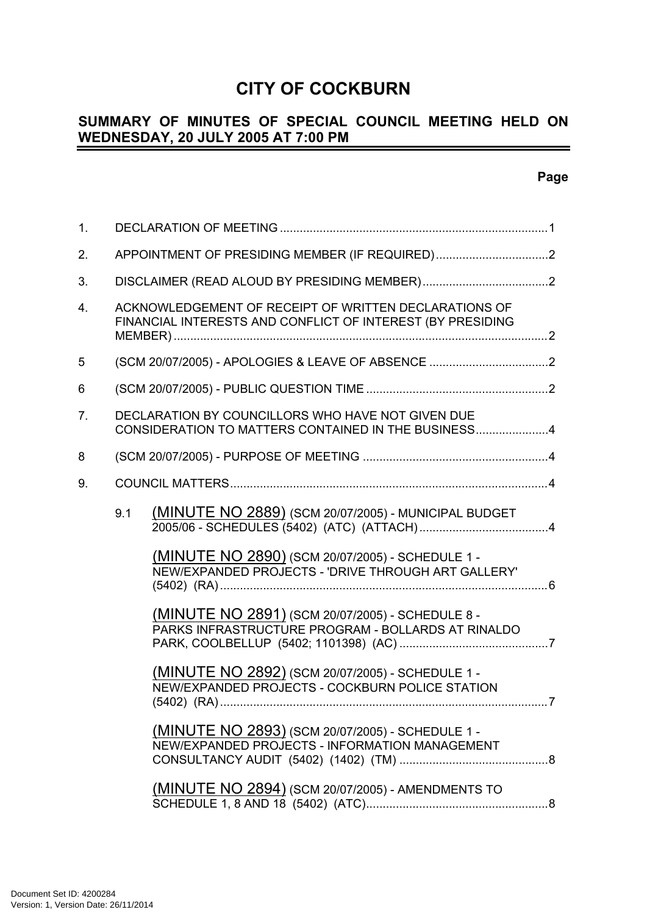# CITY OF COCKBURN

## SUMMARY OF MINUTES OF SPECIAL COUNCIL MEETING HELD ON WEDNESDAY, 20 JULY 2005 AT 7:00 PM

**Page**

1. DECLARATION OF MEETING ....................................................................................1
2. APPOINTMENT OF PRESIDING MEMBER (IF REQUIRED)..................................2
3. DISCLAIMER (READ ALOUD BY PRESIDING MEMBER)......................................2
4. ACKNOWLEDGEMENT OF RECEIPT OF WRITTEN DECLARATIONS OF FINANCIAL INTERESTS AND CONFLICT OF INTEREST (BY PRESIDING MEMBER) ..................................................................................................................2
5. (SCM 20/07/2005) - APOLOGIES & LEAVE OF ABSENCE ....................................2
6. (SCM 20/07/2005) - PUBLIC QUESTION TIME .......................................................2
7. DECLARATION BY COUNCILLORS WHO HAVE NOT GIVEN DUE CONSIDERATION TO MATTERS CONTAINED IN THE BUSINESS......................4
8. (SCM 20/07/2005) - PURPOSE OF MEETING ........................................................4
9. COUNCIL MATTERS.................................................................................................4

   9.1 (MINUTE NO 2889) (SCM 20/07/2005) - MUNICIPAL BUDGET 2005/06 - SCHEDULES (5402) (ATC) (ATTACH).......................................4

   (MINUTE NO 2890) (SCM 20/07/2005) - SCHEDULE 1 - NEW/EXPANDED PROJECTS - 'DRIVE THROUGH ART GALLERY' (5402) (RA)...................................................................................................6

   (MINUTE NO 2891) (SCM 20/07/2005) - SCHEDULE 8 - PARKS INFRASTRUCTURE PROGRAM - BOLLARDS AT RINALDO PARK, COOLBELLUP (5402; 1101398) (AC) .............................................7

   (MINUTE NO 2892) (SCM 20/07/2005) - SCHEDULE 1 - NEW/EXPANDED PROJECTS - COCKBURN POLICE STATION (5402) (RA)...................................................................................................7

   (MINUTE NO 2893) (SCM 20/07/2005) - SCHEDULE 1 - NEW/EXPANDED PROJECTS - INFORMATION MANAGEMENT CONSULTANCY AUDIT (5402) (1402) (TM) .............................................8

   (MINUTE NO 2894) (SCM 20/07/2005) - AMENDMENTS TO SCHEDULE 1, 8 AND 18 (5402) (ATC).......................................................8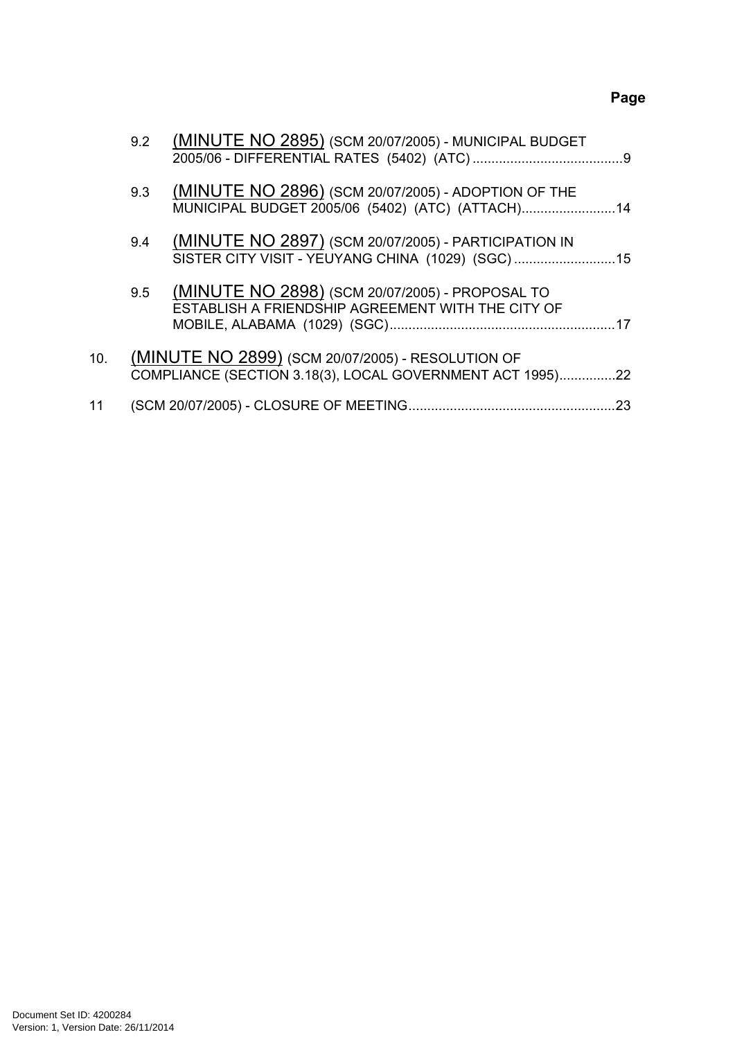Page

9.2 (MINUTE NO 2895) (SCM 20/07/2005) - MUNICIPAL BUDGET 2005/06 - DIFFERENTIAL RATES (5402) (ATC) ........................................9

9.3 (MINUTE NO 2896) (SCM 20/07/2005) - ADOPTION OF THE MUNICIPAL BUDGET 2005/06 (5402) (ATC) (ATTACH).........................14

9.4 (MINUTE NO 2897) (SCM 20/07/2005) - PARTICIPATION IN SISTER CITY VISIT - YEUYANG CHINA (1029) (SGC) ...........................15

9.5 (MINUTE NO 2898) (SCM 20/07/2005) - PROPOSAL TO ESTABLISH A FRIENDSHIP AGREEMENT WITH THE CITY OF MOBILE, ALABAMA (1029) (SGC)............................................................17

10. (MINUTE NO 2899) (SCM 20/07/2005) - RESOLUTION OF COMPLIANCE (SECTION 3.18(3), LOCAL GOVERNMENT ACT 1995)...............22

11 (SCM 20/07/2005) - CLOSURE OF MEETING......................................................23

Document Set ID: 4200284
Version: 1, Version Date: 26/11/2014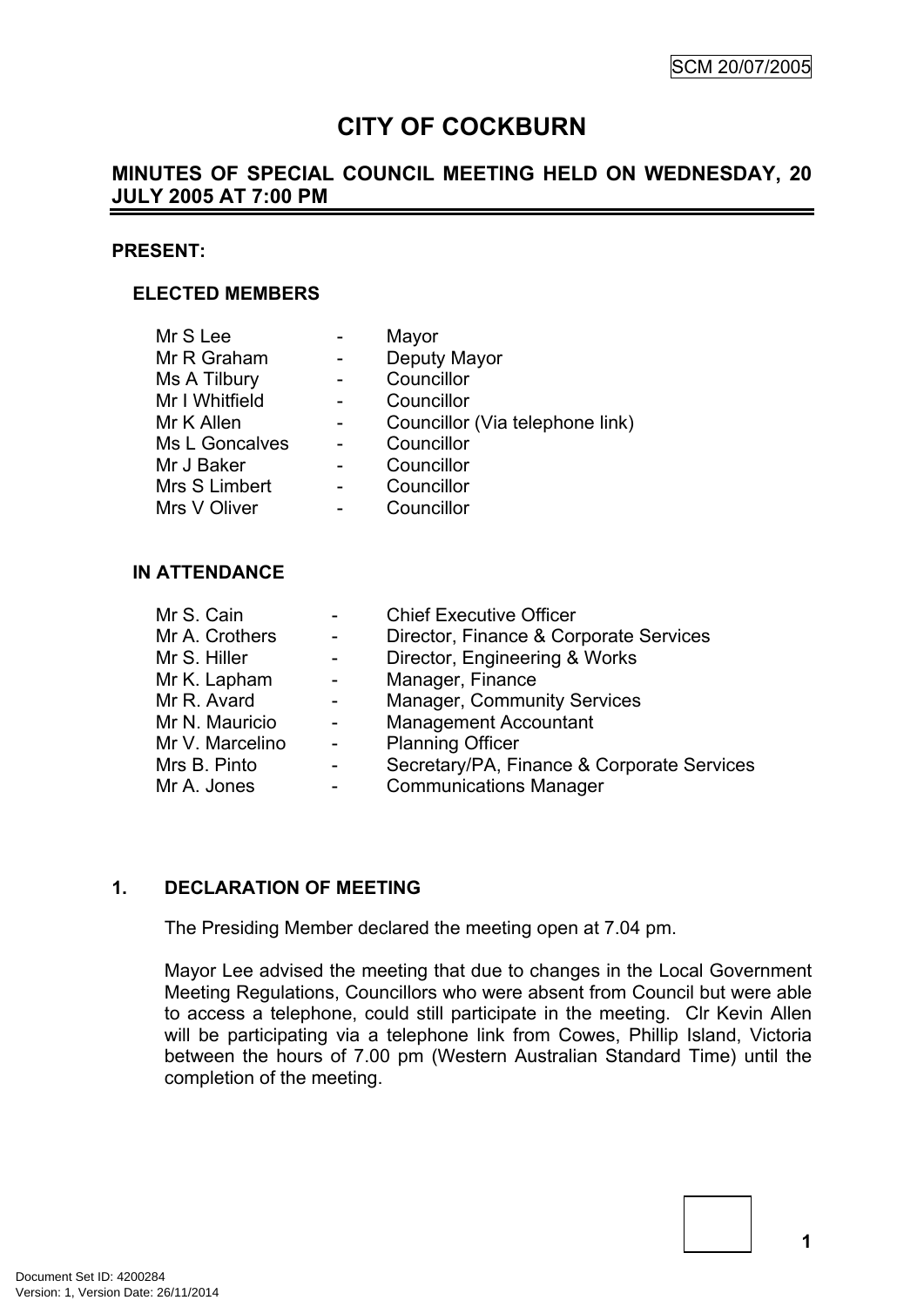# CITY OF COCKBURN

## MINUTES OF SPECIAL COUNCIL MEETING HELD ON WEDNESDAY, 20 JULY 2005 AT 7:00 PM

**PRESENT:**

**ELECTED MEMBERS**

| | | |
|---|---|---|
| Mr S Lee | - | Mayor |
| Mr R Graham | - | Deputy Mayor |
| Ms A Tilbury | - | Councillor |
| Mr I Whitfield | - | Councillor |
| Mr K Allen | - | Councillor (Via telephone link) |
| Ms L Goncalves | - | Councillor |
| Mr J Baker | - | Councillor |
| Mrs S Limbert | - | Councillor |
| Mrs V Oliver | - | Councillor |

**IN ATTENDANCE**

| | | |
|---|---|---|
| Mr S. Cain | - | Chief Executive Officer |
| Mr A. Crothers | - | Director, Finance & Corporate Services |
| Mr S. Hiller | - | Director, Engineering & Works |
| Mr K. Lapham | - | Manager, Finance |
| Mr R. Avard | - | Manager, Community Services |
| Mr N. Mauricio | - | Management Accountant |
| Mr V. Marcelino | - | Planning Officer |
| Mrs B. Pinto | - | Secretary/PA, Finance & Corporate Services |
| Mr A. Jones | - | Communications Manager |

### 1. DECLARATION OF MEETING

The Presiding Member declared the meeting open at 7.04 pm.

Mayor Lee advised the meeting that due to changes in the Local Government Meeting Regulations, Councillors who were absent from Council but were able to access a telephone, could still participate in the meeting. Clr Kevin Allen will be participating via a telephone link from Cowes, Phillip Island, Victoria between the hours of 7.00 pm (Western Australian Standard Time) until the completion of the meeting.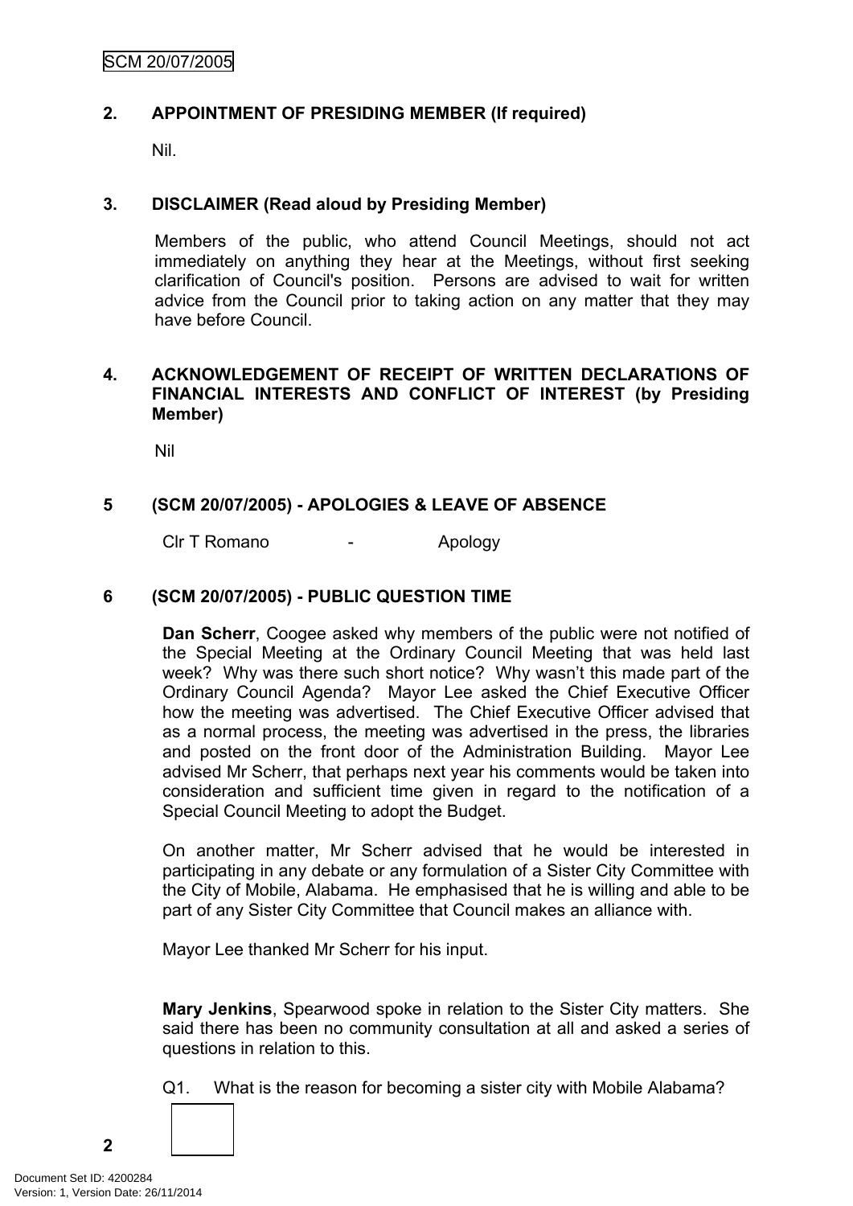## 2. APPOINTMENT OF PRESIDING MEMBER (If required)

Nil.

## 3. DISCLAIMER (Read aloud by Presiding Member)

Members of the public, who attend Council Meetings, should not act immediately on anything they hear at the Meetings, without first seeking clarification of Council's position. Persons are advised to wait for written advice from the Council prior to taking action on any matter that they may have before Council.

## 4. ACKNOWLEDGEMENT OF RECEIPT OF WRITTEN DECLARATIONS OF FINANCIAL INTERESTS AND CONFLICT OF INTEREST (by Presiding Member)

Nil

## 5 (SCM 20/07/2005) - APOLOGIES & LEAVE OF ABSENCE

Clr T Romano - Apology

## 6 (SCM 20/07/2005) - PUBLIC QUESTION TIME

**Dan Scherr**, Coogee asked why members of the public were not notified of the Special Meeting at the Ordinary Council Meeting that was held last week? Why was there such short notice? Why wasn't this made part of the Ordinary Council Agenda? Mayor Lee asked the Chief Executive Officer how the meeting was advertised. The Chief Executive Officer advised that as a normal process, the meeting was advertised in the press, the libraries and posted on the front door of the Administration Building. Mayor Lee advised Mr Scherr, that perhaps next year his comments would be taken into consideration and sufficient time given in regard to the notification of a Special Council Meeting to adopt the Budget.

On another matter, Mr Scherr advised that he would be interested in participating in any debate or any formulation of a Sister City Committee with the City of Mobile, Alabama. He emphasised that he is willing and able to be part of any Sister City Committee that Council makes an alliance with.

Mayor Lee thanked Mr Scherr for his input.

**Mary Jenkins**, Spearwood spoke in relation to the Sister City matters. She said there has been no community consultation at all and asked a series of questions in relation to this.

Q1. What is the reason for becoming a sister city with Mobile Alabama?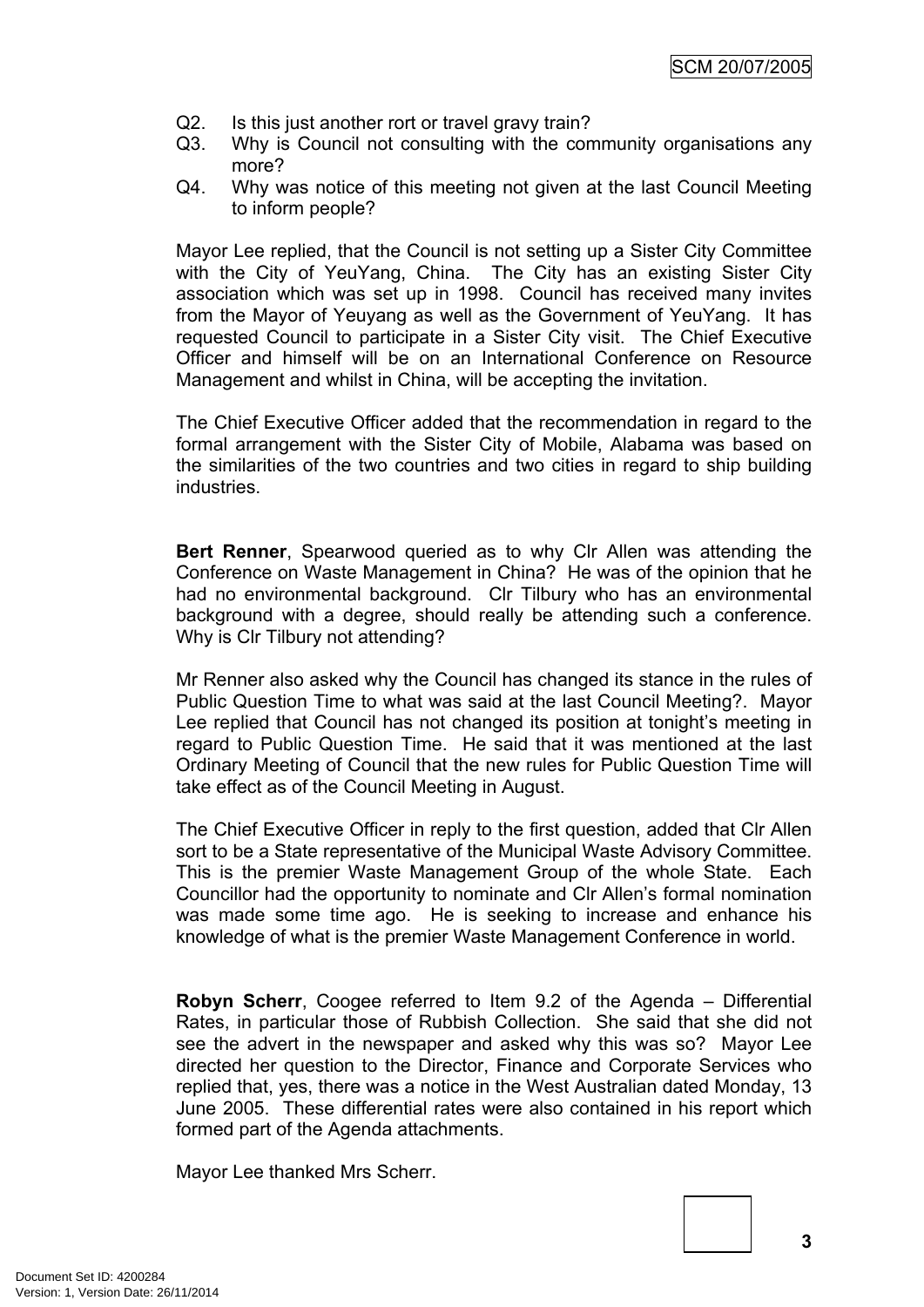Q2. Is this just another rort or travel gravy train?

Q3. Why is Council not consulting with the community organisations any more?

Q4. Why was notice of this meeting not given at the last Council Meeting to inform people?

Mayor Lee replied, that the Council is not setting up a Sister City Committee with the City of YeuYang, China. The City has an existing Sister City association which was set up in 1998. Council has received many invites from the Mayor of Yeuyang as well as the Government of YeuYang. It has requested Council to participate in a Sister City visit. The Chief Executive Officer and himself will be on an International Conference on Resource Management and whilst in China, will be accepting the invitation.

The Chief Executive Officer added that the recommendation in regard to the formal arrangement with the Sister City of Mobile, Alabama was based on the similarities of the two countries and two cities in regard to ship building industries.

**Bert Renner**, Spearwood queried as to why Clr Allen was attending the Conference on Waste Management in China? He was of the opinion that he had no environmental background. Clr Tilbury who has an environmental background with a degree, should really be attending such a conference. Why is Clr Tilbury not attending?

Mr Renner also asked why the Council has changed its stance in the rules of Public Question Time to what was said at the last Council Meeting?. Mayor Lee replied that Council has not changed its position at tonight's meeting in regard to Public Question Time. He said that it was mentioned at the last Ordinary Meeting of Council that the new rules for Public Question Time will take effect as of the Council Meeting in August.

The Chief Executive Officer in reply to the first question, added that Clr Allen sort to be a State representative of the Municipal Waste Advisory Committee. This is the premier Waste Management Group of the whole State. Each Councillor had the opportunity to nominate and Clr Allen's formal nomination was made some time ago. He is seeking to increase and enhance his knowledge of what is the premier Waste Management Conference in world.

**Robyn Scherr**, Coogee referred to Item 9.2 of the Agenda – Differential Rates, in particular those of Rubbish Collection. She said that she did not see the advert in the newspaper and asked why this was so? Mayor Lee directed her question to the Director, Finance and Corporate Services who replied that, yes, there was a notice in the West Australian dated Monday, 13 June 2005. These differential rates were also contained in his report which formed part of the Agenda attachments.

Mayor Lee thanked Mrs Scherr.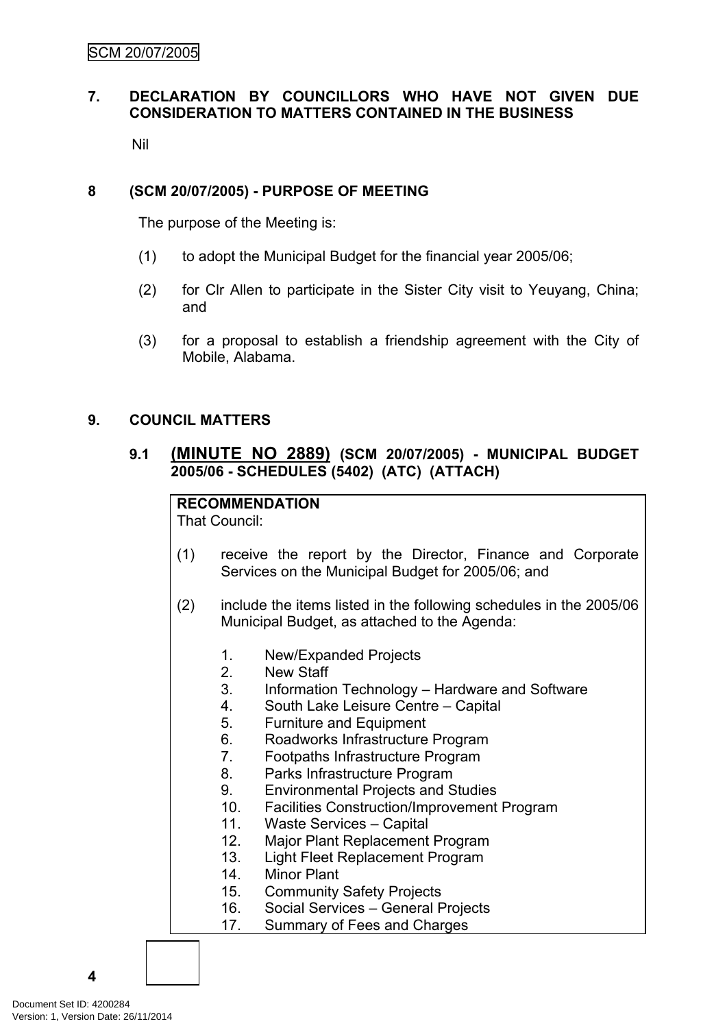## 7. DECLARATION BY COUNCILLORS WHO HAVE NOT GIVEN DUE CONSIDERATION TO MATTERS CONTAINED IN THE BUSINESS

Nil

## 8 (SCM 20/07/2005) - PURPOSE OF MEETING

The purpose of the Meeting is:

(1) to adopt the Municipal Budget for the financial year 2005/06;

(2) for Clr Allen to participate in the Sister City visit to Yeuyang, China; and

(3) for a proposal to establish a friendship agreement with the City of Mobile, Alabama.

## 9. COUNCIL MATTERS

### 9.1 (MINUTE NO 2889) (SCM 20/07/2005) - MUNICIPAL BUDGET 2005/06 - SCHEDULES (5402) (ATC) (ATTACH)

**RECOMMENDATION**
That Council:

(1) receive the report by the Director, Finance and Corporate Services on the Municipal Budget for 2005/06; and

(2) include the items listed in the following schedules in the 2005/06 Municipal Budget, as attached to the Agenda:

1. New/Expanded Projects
2. New Staff
3. Information Technology – Hardware and Software
4. South Lake Leisure Centre – Capital
5. Furniture and Equipment
6. Roadworks Infrastructure Program
7. Footpaths Infrastructure Program
8. Parks Infrastructure Program
9. Environmental Projects and Studies
10. Facilities Construction/Improvement Program
11. Waste Services – Capital
12. Major Plant Replacement Program
13. Light Fleet Replacement Program
14. Minor Plant
15. Community Safety Projects
16. Social Services – General Projects
17. Summary of Fees and Charges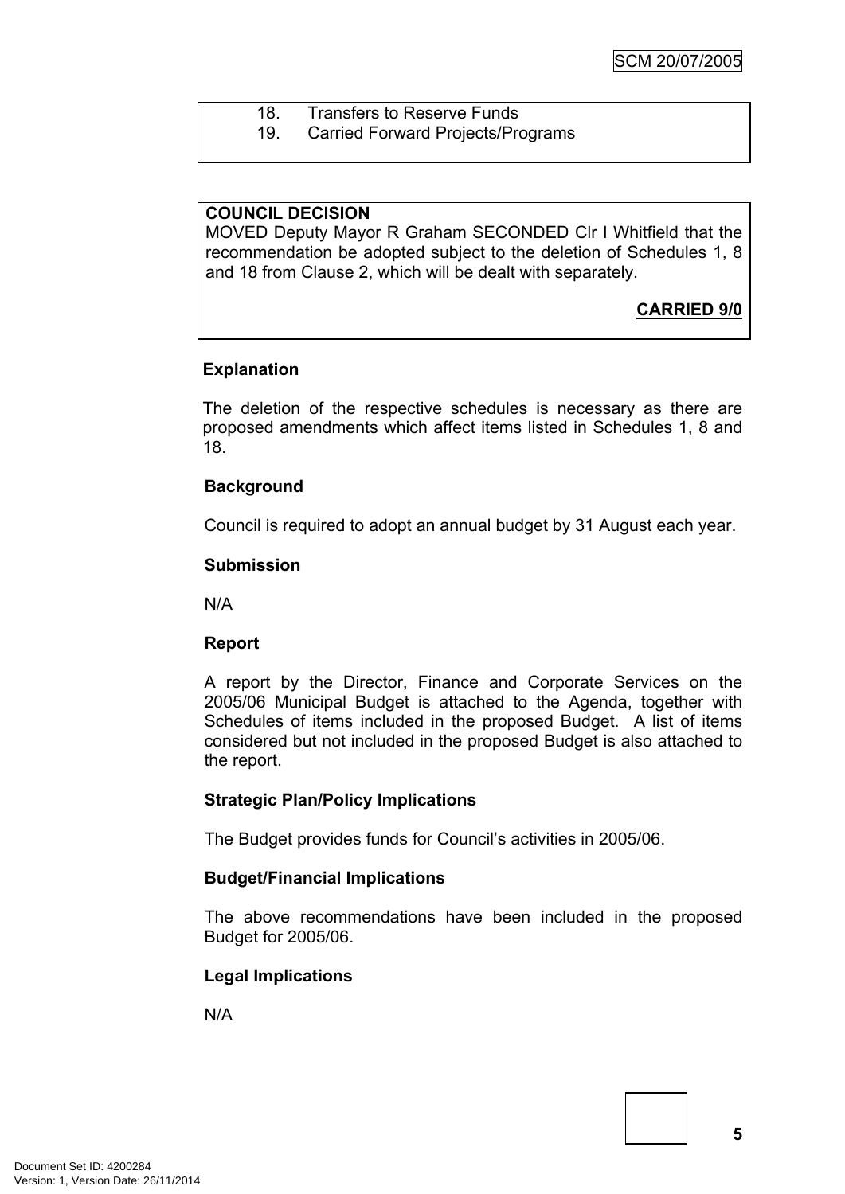18. Transfers to Reserve Funds
19. Carried Forward Projects/Programs

**COUNCIL DECISION**

MOVED Deputy Mayor R Graham SECONDED Clr I Whitfield that the recommendation be adopted subject to the deletion of Schedules 1, 8 and 18 from Clause 2, which will be dealt with separately.

**CARRIED 9/0**

**Explanation**

The deletion of the respective schedules is necessary as there are proposed amendments which affect items listed in Schedules 1, 8 and 18.

**Background**

Council is required to adopt an annual budget by 31 August each year.

**Submission**

N/A

**Report**

A report by the Director, Finance and Corporate Services on the 2005/06 Municipal Budget is attached to the Agenda, together with Schedules of items included in the proposed Budget. A list of items considered but not included in the proposed Budget is also attached to the report.

**Strategic Plan/Policy Implications**

The Budget provides funds for Council's activities in 2005/06.

**Budget/Financial Implications**

The above recommendations have been included in the proposed Budget for 2005/06.

**Legal Implications**

N/A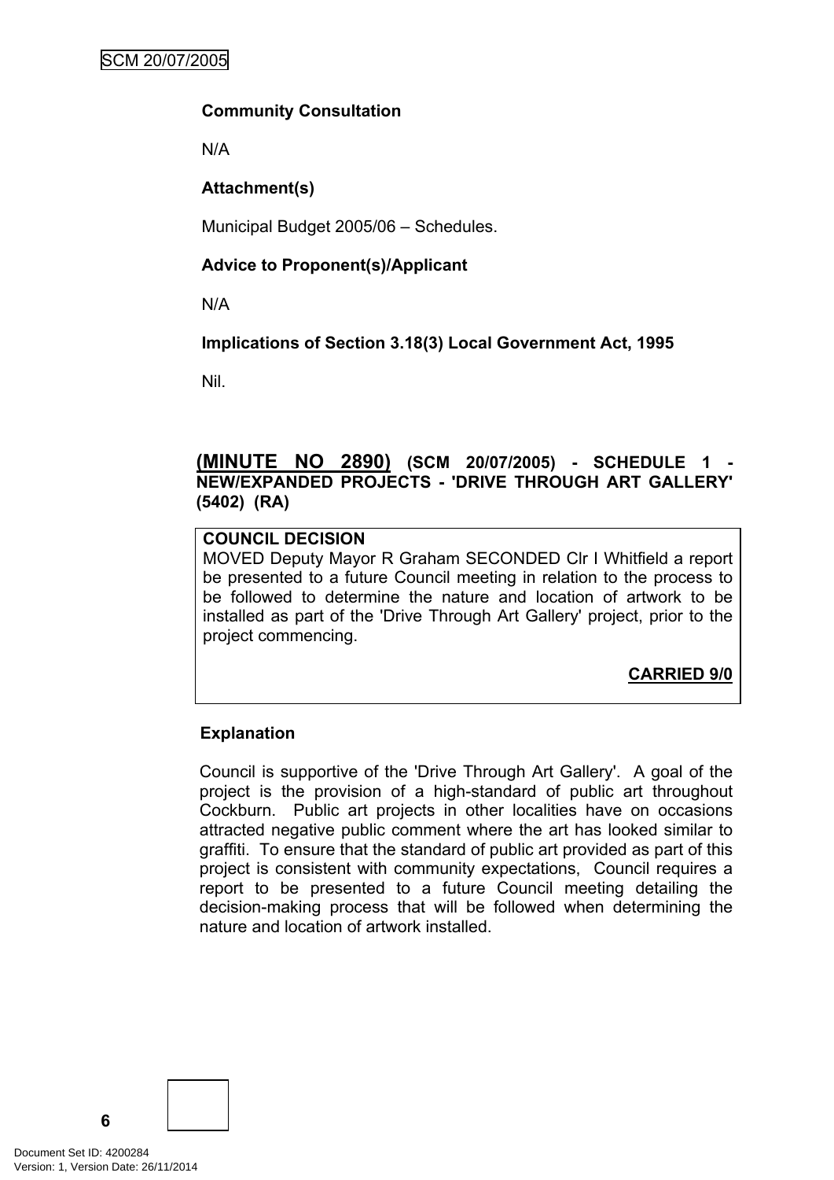**Community Consultation**

N/A

**Attachment(s)**

Municipal Budget 2005/06 – Schedules.

**Advice to Proponent(s)/Applicant**

N/A

**Implications of Section 3.18(3) Local Government Act, 1995**

Nil.

## (MINUTE NO 2890) (SCM 20/07/2005) - SCHEDULE 1 - NEW/EXPANDED PROJECTS - 'DRIVE THROUGH ART GALLERY' (5402) (RA)

**COUNCIL DECISION**

MOVED Deputy Mayor R Graham SECONDED Clr I Whitfield a report be presented to a future Council meeting in relation to the process to be followed to determine the nature and location of artwork to be installed as part of the 'Drive Through Art Gallery' project, prior to the project commencing.

**CARRIED 9/0**

**Explanation**

Council is supportive of the 'Drive Through Art Gallery'. A goal of the project is the provision of a high-standard of public art throughout Cockburn. Public art projects in other localities have on occasions attracted negative public comment where the art has looked similar to graffiti. To ensure that the standard of public art provided as part of this project is consistent with community expectations, Council requires a report to be presented to a future Council meeting detailing the decision-making process that will be followed when determining the nature and location of artwork installed.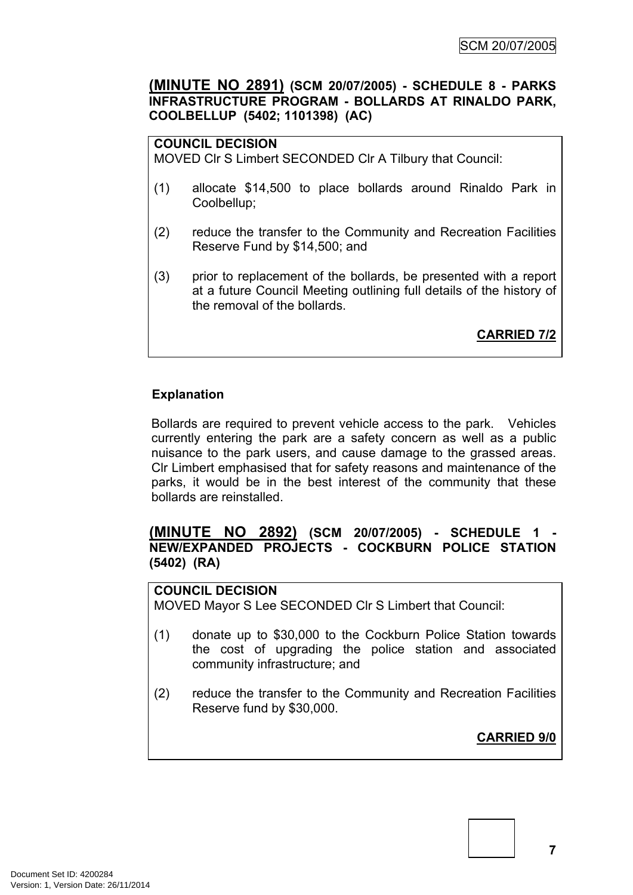## (MINUTE NO 2891) (SCM 20/07/2005) - SCHEDULE 8 - PARKS INFRASTRUCTURE PROGRAM - BOLLARDS AT RINALDO PARK, COOLBELLUP (5402; 1101398) (AC)

**COUNCIL DECISION**
MOVED Clr S Limbert SECONDED Clr A Tilbury that Council:

(1) allocate $14,500 to place bollards around Rinaldo Park in Coolbellup;

(2) reduce the transfer to the Community and Recreation Facilities Reserve Fund by $14,500; and

(3) prior to replacement of the bollards, be presented with a report at a future Council Meeting outlining full details of the history of the removal of the bollards.

**CARRIED 7/2**

**Explanation**

Bollards are required to prevent vehicle access to the park. Vehicles currently entering the park are a safety concern as well as a public nuisance to the park users, and cause damage to the grassed areas. Clr Limbert emphasised that for safety reasons and maintenance of the parks, it would be in the best interest of the community that these bollards are reinstalled.

## (MINUTE NO 2892) (SCM 20/07/2005) - SCHEDULE 1 - NEW/EXPANDED PROJECTS - COCKBURN POLICE STATION (5402) (RA)

**COUNCIL DECISION**
MOVED Mayor S Lee SECONDED Clr S Limbert that Council:

(1) donate up to $30,000 to the Cockburn Police Station towards the cost of upgrading the police station and associated community infrastructure; and

(2) reduce the transfer to the Community and Recreation Facilities Reserve fund by $30,000.

**CARRIED 9/0**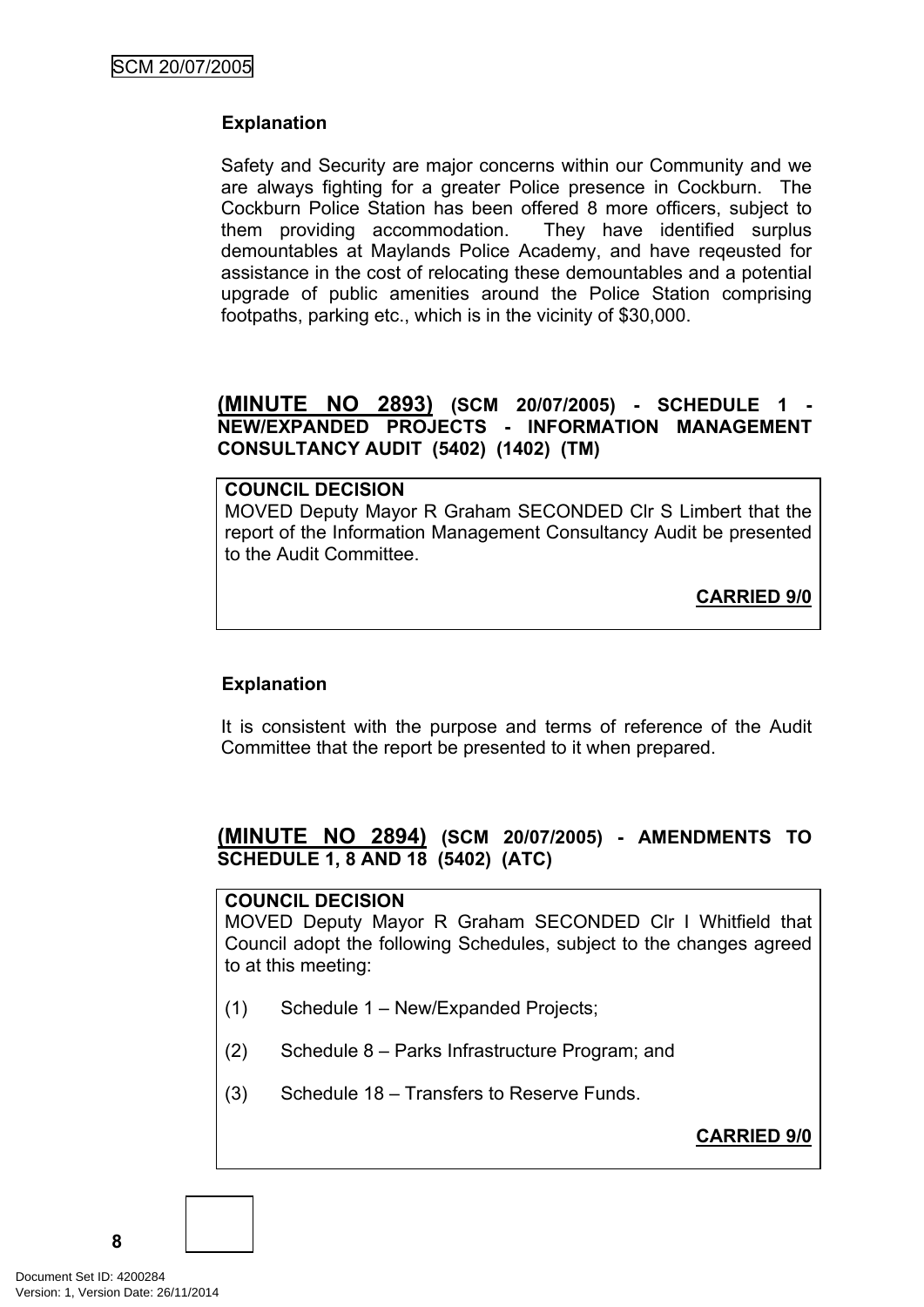**Explanation**

Safety and Security are major concerns within our Community and we are always fighting for a greater Police presence in Cockburn. The Cockburn Police Station has been offered 8 more officers, subject to them providing accommodation. They have identified surplus demountables at Maylands Police Academy, and have reqeusted for assistance in the cost of relocating these demountables and a potential upgrade of public amenities around the Police Station comprising footpaths, parking etc., which is in the vicinity of $30,000.

**(MINUTE NO 2893) (SCM 20/07/2005) - SCHEDULE 1 - NEW/EXPANDED PROJECTS - INFORMATION MANAGEMENT CONSULTANCY AUDIT (5402) (1402) (TM)**

**COUNCIL DECISION**
MOVED Deputy Mayor R Graham SECONDED Clr S Limbert that the report of the Information Management Consultancy Audit be presented to the Audit Committee.

**CARRIED 9/0**

**Explanation**

It is consistent with the purpose and terms of reference of the Audit Committee that the report be presented to it when prepared.

**(MINUTE NO 2894) (SCM 20/07/2005) - AMENDMENTS TO SCHEDULE 1, 8 AND 18 (5402) (ATC)**

**COUNCIL DECISION**
MOVED Deputy Mayor R Graham SECONDED Clr I Whitfield that Council adopt the following Schedules, subject to the changes agreed to at this meeting:

(1) Schedule 1 – New/Expanded Projects;

(2) Schedule 8 – Parks Infrastructure Program; and

(3) Schedule 18 – Transfers to Reserve Funds.

**CARRIED 9/0**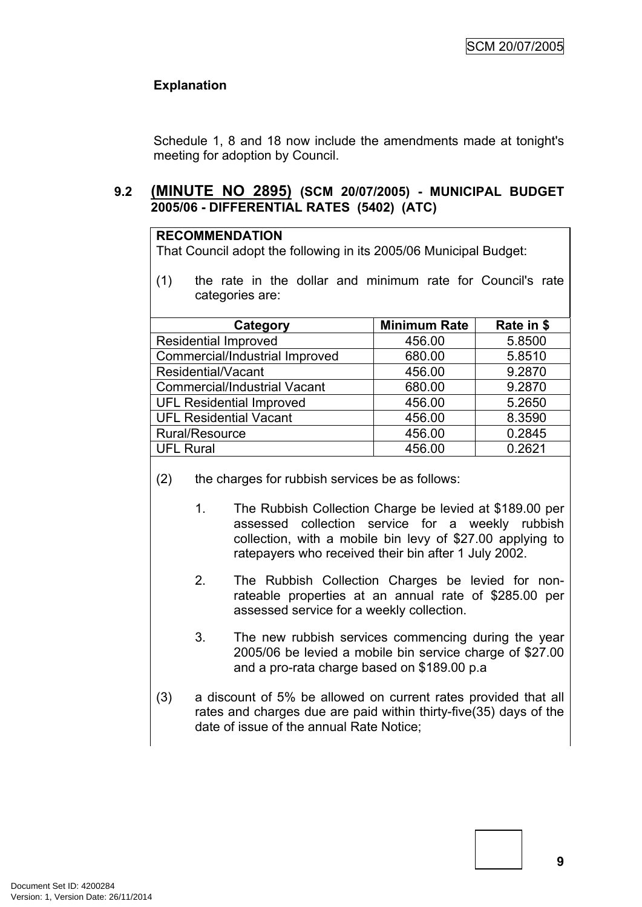**Explanation**

Schedule 1, 8 and 18 now include the amendments made at tonight's meeting for adoption by Council.

## 9.2 (MINUTE NO 2895) (SCM 20/07/2005) - MUNICIPAL BUDGET 2005/06 - DIFFERENTIAL RATES (5402) (ATC)

**RECOMMENDATION**

That Council adopt the following in its 2005/06 Municipal Budget:

(1) the rate in the dollar and minimum rate for Council's rate categories are:

| Category | Minimum Rate | Rate in $ |
|---|---|---|
| Residential Improved | 456.00 | 5.8500 |
| Commercial/Industrial Improved | 680.00 | 5.8510 |
| Residential/Vacant | 456.00 | 9.2870 |
| Commercial/Industrial Vacant | 680.00 | 9.2870 |
| UFL Residential Improved | 456.00 | 5.2650 |
| UFL Residential Vacant | 456.00 | 8.3590 |
| Rural/Resource | 456.00 | 0.2845 |
| UFL Rural | 456.00 | 0.2621 |

(2) the charges for rubbish services be as follows:

1. The Rubbish Collection Charge be levied at $189.00 per assessed collection service for a weekly rubbish collection, with a mobile bin levy of $27.00 applying to ratepayers who received their bin after 1 July 2002.

2. The Rubbish Collection Charges be levied for non-rateable properties at an annual rate of $285.00 per assessed service for a weekly collection.

3. The new rubbish services commencing during the year 2005/06 be levied a mobile bin service charge of $27.00 and a pro-rata charge based on $189.00 p.a

(3) a discount of 5% be allowed on current rates provided that all rates and charges due are paid within thirty-five(35) days of the date of issue of the annual Rate Notice;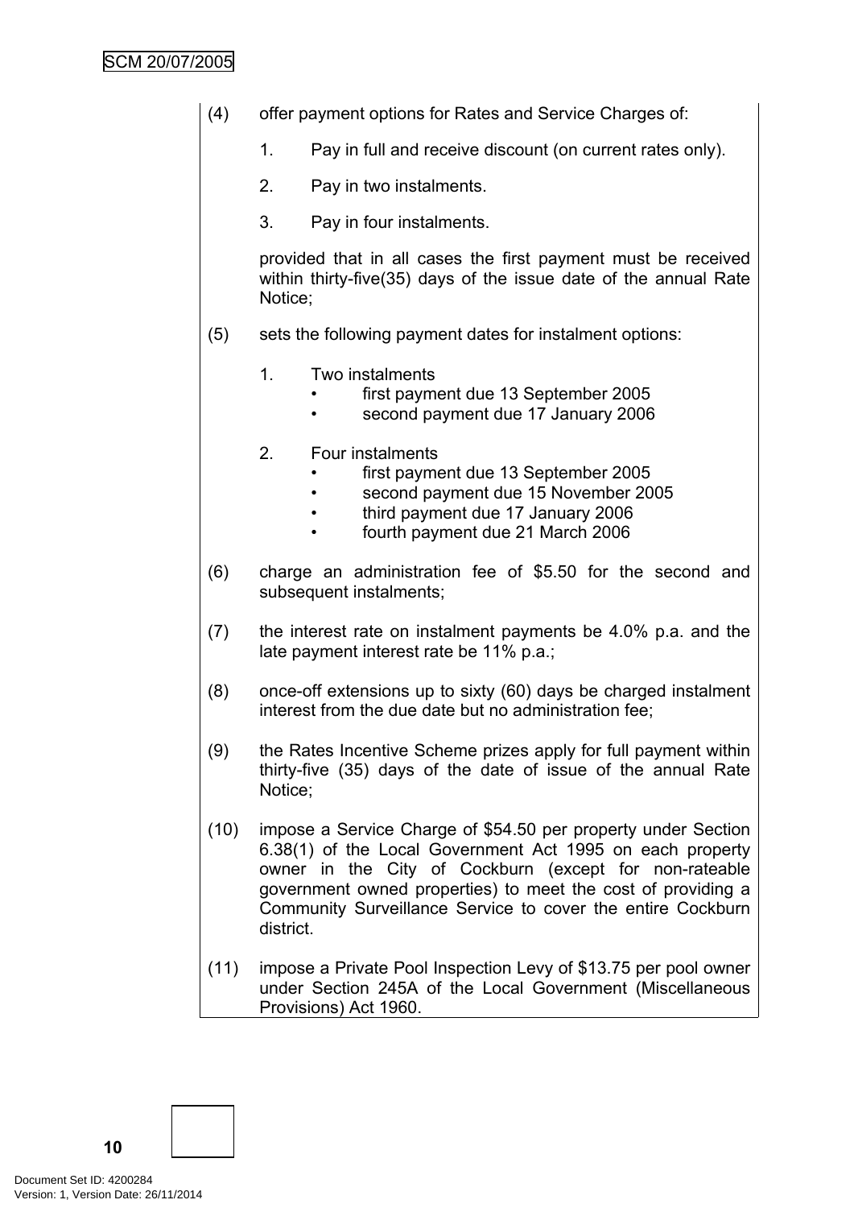(4) offer payment options for Rates and Service Charges of:

1. Pay in full and receive discount (on current rates only).

2. Pay in two instalments.

3. Pay in four instalments.

provided that in all cases the first payment must be received within thirty-five(35) days of the issue date of the annual Rate Notice;

(5) sets the following payment dates for instalment options:

1. Two instalments
   - first payment due 13 September 2005
   - second payment due 17 January 2006

2. Four instalments
   - first payment due 13 September 2005
   - second payment due 15 November 2005
   - third payment due 17 January 2006
   - fourth payment due 21 March 2006

(6) charge an administration fee of $5.50 for the second and subsequent instalments;

(7) the interest rate on instalment payments be 4.0% p.a. and the late payment interest rate be 11% p.a.;

(8) once-off extensions up to sixty (60) days be charged instalment interest from the due date but no administration fee;

(9) the Rates Incentive Scheme prizes apply for full payment within thirty-five (35) days of the date of issue of the annual Rate Notice;

(10) impose a Service Charge of $54.50 per property under Section 6.38(1) of the Local Government Act 1995 on each property owner in the City of Cockburn (except for non-rateable government owned properties) to meet the cost of providing a Community Surveillance Service to cover the entire Cockburn district.

(11) impose a Private Pool Inspection Levy of $13.75 per pool owner under Section 245A of the Local Government (Miscellaneous Provisions) Act 1960.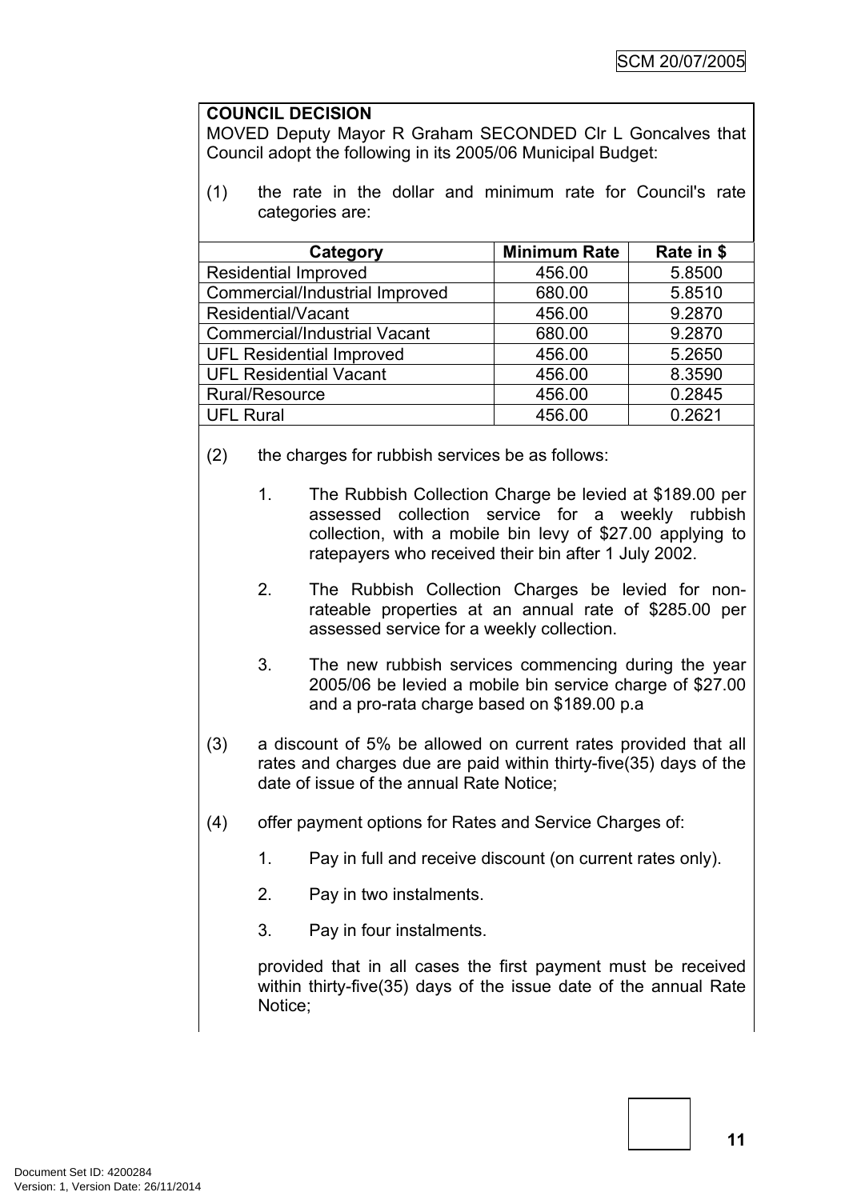**COUNCIL DECISION**

MOVED Deputy Mayor R Graham SECONDED Clr L Goncalves that Council adopt the following in its 2005/06 Municipal Budget:

(1) the rate in the dollar and minimum rate for Council's rate categories are:

| Category | Minimum Rate | Rate in $ |
|---|---|---|
| Residential Improved | 456.00 | 5.8500 |
| Commercial/Industrial Improved | 680.00 | 5.8510 |
| Residential/Vacant | 456.00 | 9.2870 |
| Commercial/Industrial Vacant | 680.00 | 9.2870 |
| UFL Residential Improved | 456.00 | 5.2650 |
| UFL Residential Vacant | 456.00 | 8.3590 |
| Rural/Resource | 456.00 | 0.2845 |
| UFL Rural | 456.00 | 0.2621 |

(2) the charges for rubbish services be as follows:

1. The Rubbish Collection Charge be levied at $189.00 per assessed collection service for a weekly rubbish collection, with a mobile bin levy of $27.00 applying to ratepayers who received their bin after 1 July 2002.

2. The Rubbish Collection Charges be levied for non-rateable properties at an annual rate of $285.00 per assessed service for a weekly collection.

3. The new rubbish services commencing during the year 2005/06 be levied a mobile bin service charge of $27.00 and a pro-rata charge based on $189.00 p.a

(3) a discount of 5% be allowed on current rates provided that all rates and charges due are paid within thirty-five(35) days of the date of issue of the annual Rate Notice;

(4) offer payment options for Rates and Service Charges of:

1. Pay in full and receive discount (on current rates only).

2. Pay in two instalments.

3. Pay in four instalments.

provided that in all cases the first payment must be received within thirty-five(35) days of the issue date of the annual Rate Notice;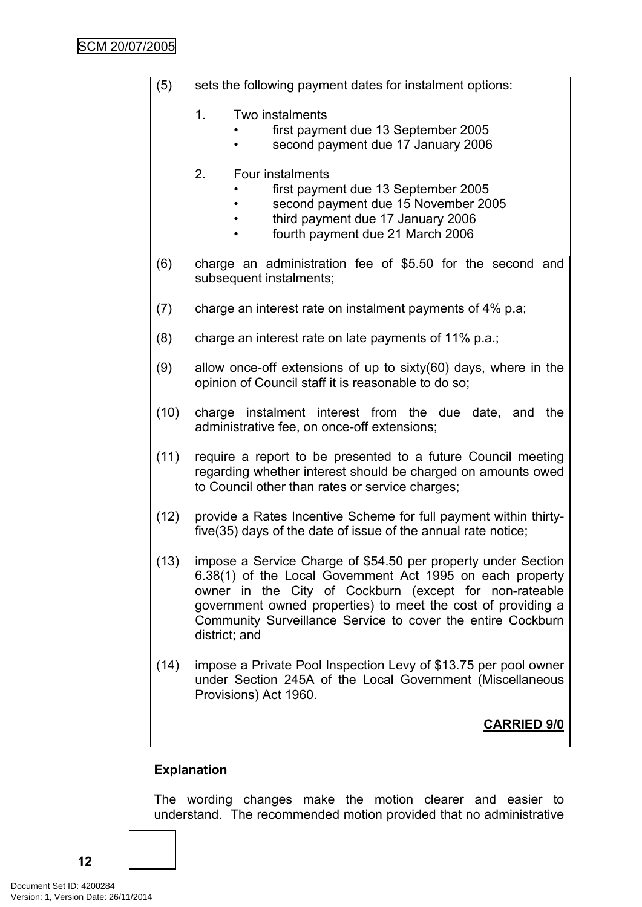(5) sets the following payment dates for instalment options:

1. Two instalments
   - first payment due 13 September 2005
   - second payment due 17 January 2006

2. Four instalments
   - first payment due 13 September 2005
   - second payment due 15 November 2005
   - third payment due 17 January 2006
   - fourth payment due 21 March 2006

(6) charge an administration fee of $5.50 for the second and subsequent instalments;

(7) charge an interest rate on instalment payments of 4% p.a;

(8) charge an interest rate on late payments of 11% p.a.;

(9) allow once-off extensions of up to sixty(60) days, where in the opinion of Council staff it is reasonable to do so;

(10) charge instalment interest from the due date, and the administrative fee, on once-off extensions;

(11) require a report to be presented to a future Council meeting regarding whether interest should be charged on amounts owed to Council other than rates or service charges;

(12) provide a Rates Incentive Scheme for full payment within thirty-five(35) days of the date of issue of the annual rate notice;

(13) impose a Service Charge of $54.50 per property under Section 6.38(1) of the Local Government Act 1995 on each property owner in the City of Cockburn (except for non-rateable government owned properties) to meet the cost of providing a Community Surveillance Service to cover the entire Cockburn district; and

(14) impose a Private Pool Inspection Levy of $13.75 per pool owner under Section 245A of the Local Government (Miscellaneous Provisions) Act 1960.

**CARRIED 9/0**

**Explanation**

The wording changes make the motion clearer and easier to understand. The recommended motion provided that no administrative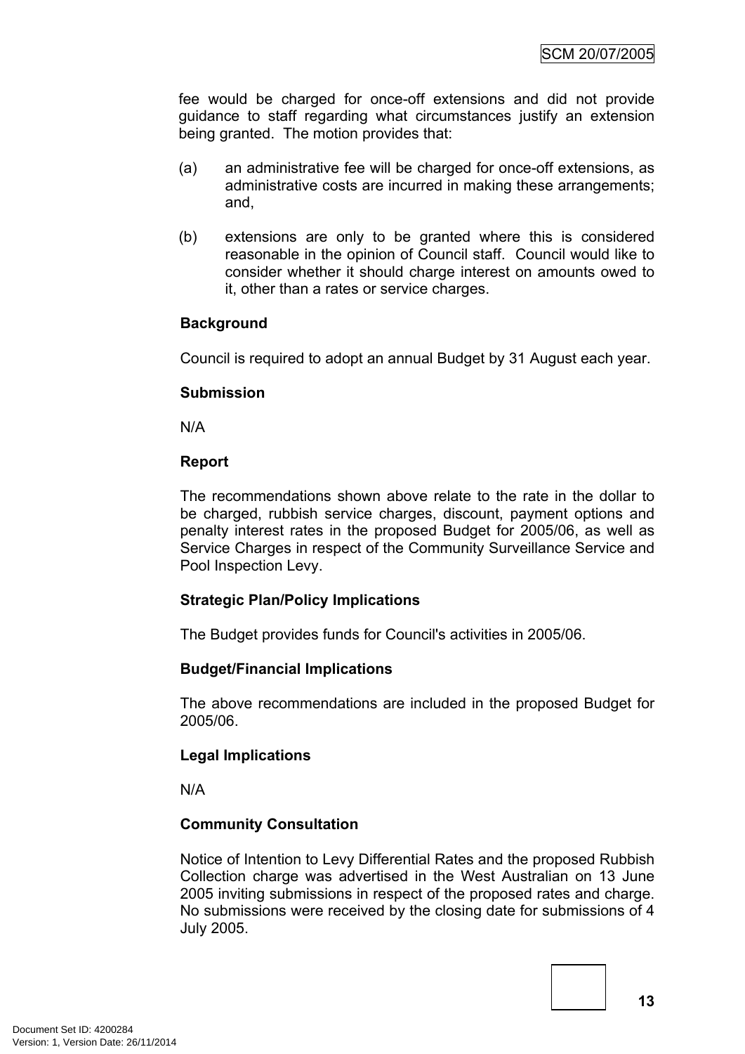fee would be charged for once-off extensions and did not provide guidance to staff regarding what circumstances justify an extension being granted. The motion provides that:

(a) an administrative fee will be charged for once-off extensions, as administrative costs are incurred in making these arrangements; and,

(b) extensions are only to be granted where this is considered reasonable in the opinion of Council staff. Council would like to consider whether it should charge interest on amounts owed to it, other than a rates or service charges.

**Background**

Council is required to adopt an annual Budget by 31 August each year.

**Submission**

N/A

**Report**

The recommendations shown above relate to the rate in the dollar to be charged, rubbish service charges, discount, payment options and penalty interest rates in the proposed Budget for 2005/06, as well as Service Charges in respect of the Community Surveillance Service and Pool Inspection Levy.

**Strategic Plan/Policy Implications**

The Budget provides funds for Council's activities in 2005/06.

**Budget/Financial Implications**

The above recommendations are included in the proposed Budget for 2005/06.

**Legal Implications**

N/A

**Community Consultation**

Notice of Intention to Levy Differential Rates and the proposed Rubbish Collection charge was advertised in the West Australian on 13 June 2005 inviting submissions in respect of the proposed rates and charge. No submissions were received by the closing date for submissions of 4 July 2005.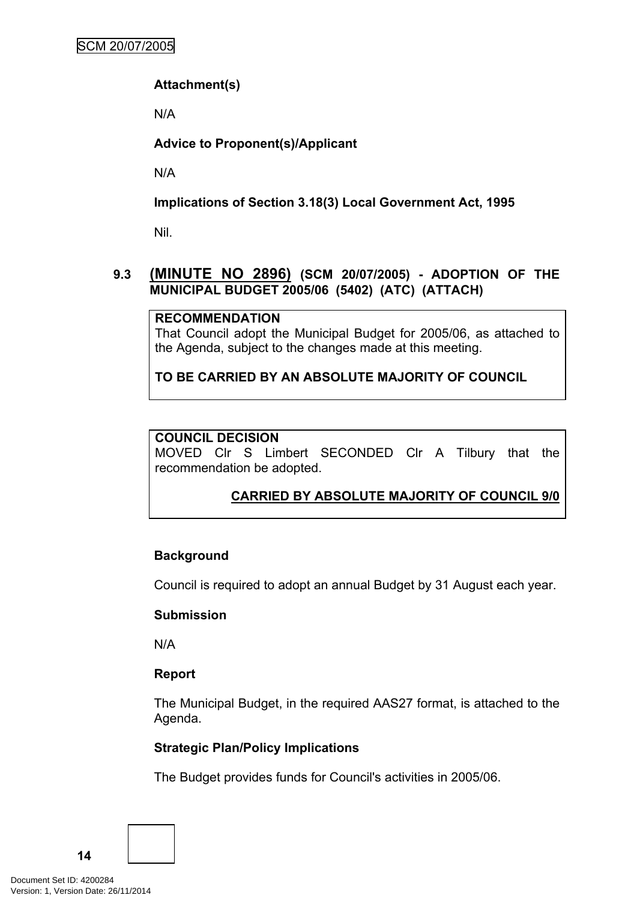**Attachment(s)**

N/A

**Advice to Proponent(s)/Applicant**

N/A

**Implications of Section 3.18(3) Local Government Act, 1995**

Nil.

### 9.3 (MINUTE NO 2896) (SCM 20/07/2005) - ADOPTION OF THE MUNICIPAL BUDGET 2005/06 (5402) (ATC) (ATTACH)

**RECOMMENDATION**
That Council adopt the Municipal Budget for 2005/06, as attached to the Agenda, subject to the changes made at this meeting.

**TO BE CARRIED BY AN ABSOLUTE MAJORITY OF COUNCIL**

**COUNCIL DECISION**
MOVED Clr S Limbert SECONDED Clr A Tilbury that the recommendation be adopted.

**CARRIED BY ABSOLUTE MAJORITY OF COUNCIL 9/0**

**Background**

Council is required to adopt an annual Budget by 31 August each year.

**Submission**

N/A

**Report**

The Municipal Budget, in the required AAS27 format, is attached to the Agenda.

**Strategic Plan/Policy Implications**

The Budget provides funds for Council's activities in 2005/06.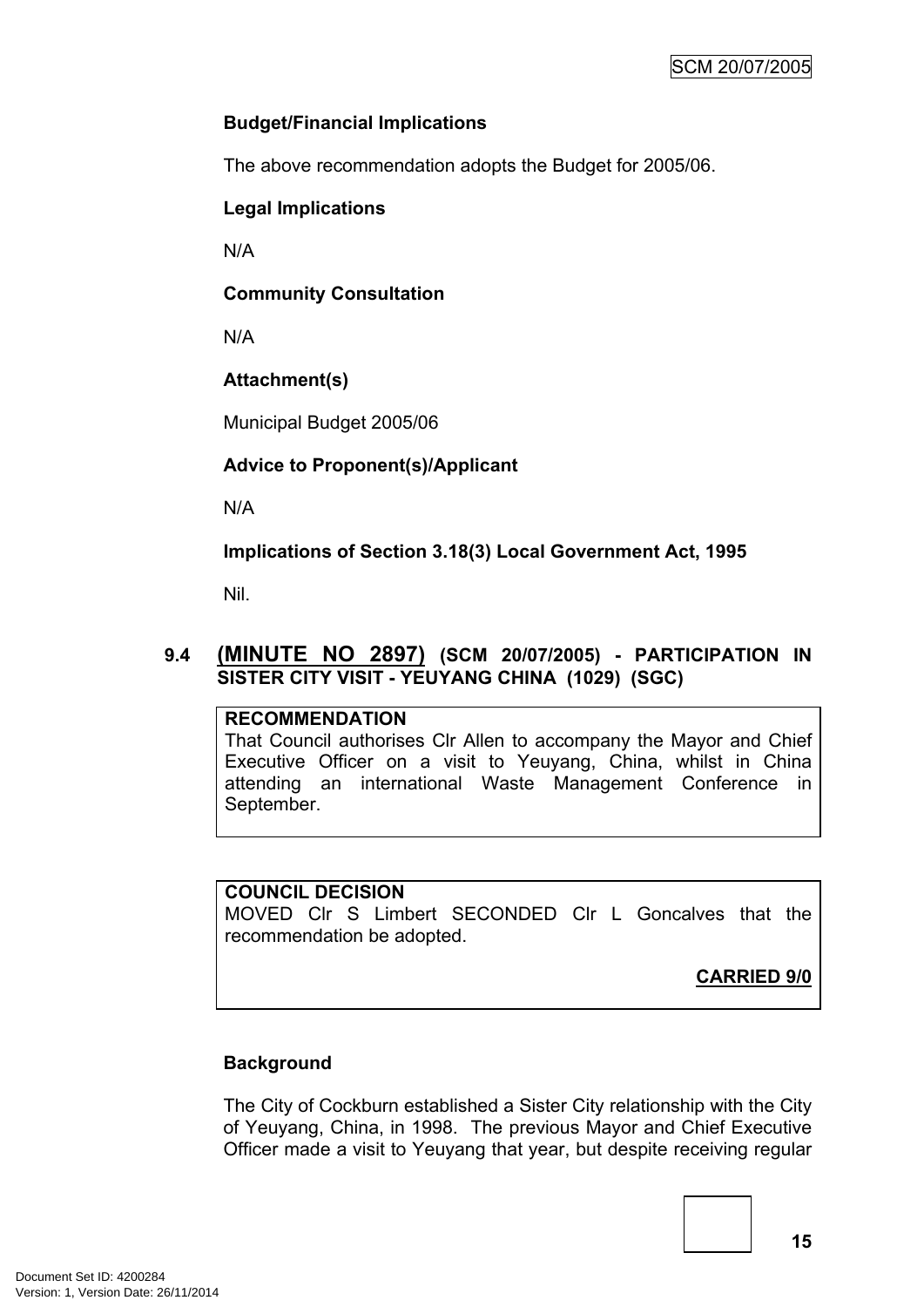**Budget/Financial Implications**

The above recommendation adopts the Budget for 2005/06.

**Legal Implications**

N/A

**Community Consultation**

N/A

**Attachment(s)**

Municipal Budget 2005/06

**Advice to Proponent(s)/Applicant**

N/A

**Implications of Section 3.18(3) Local Government Act, 1995**

Nil.

## 9.4 (MINUTE NO 2897) (SCM 20/07/2005) - PARTICIPATION IN SISTER CITY VISIT - YEUYANG CHINA (1029) (SGC)

**RECOMMENDATION**
That Council authorises Clr Allen to accompany the Mayor and Chief Executive Officer on a visit to Yeuyang, China, whilst in China attending an international Waste Management Conference in September.

**COUNCIL DECISION**
MOVED Clr S Limbert SECONDED Clr L Goncalves that the recommendation be adopted.

**CARRIED 9/0**

**Background**

The City of Cockburn established a Sister City relationship with the City of Yeuyang, China, in 1998. The previous Mayor and Chief Executive Officer made a visit to Yeuyang that year, but despite receiving regular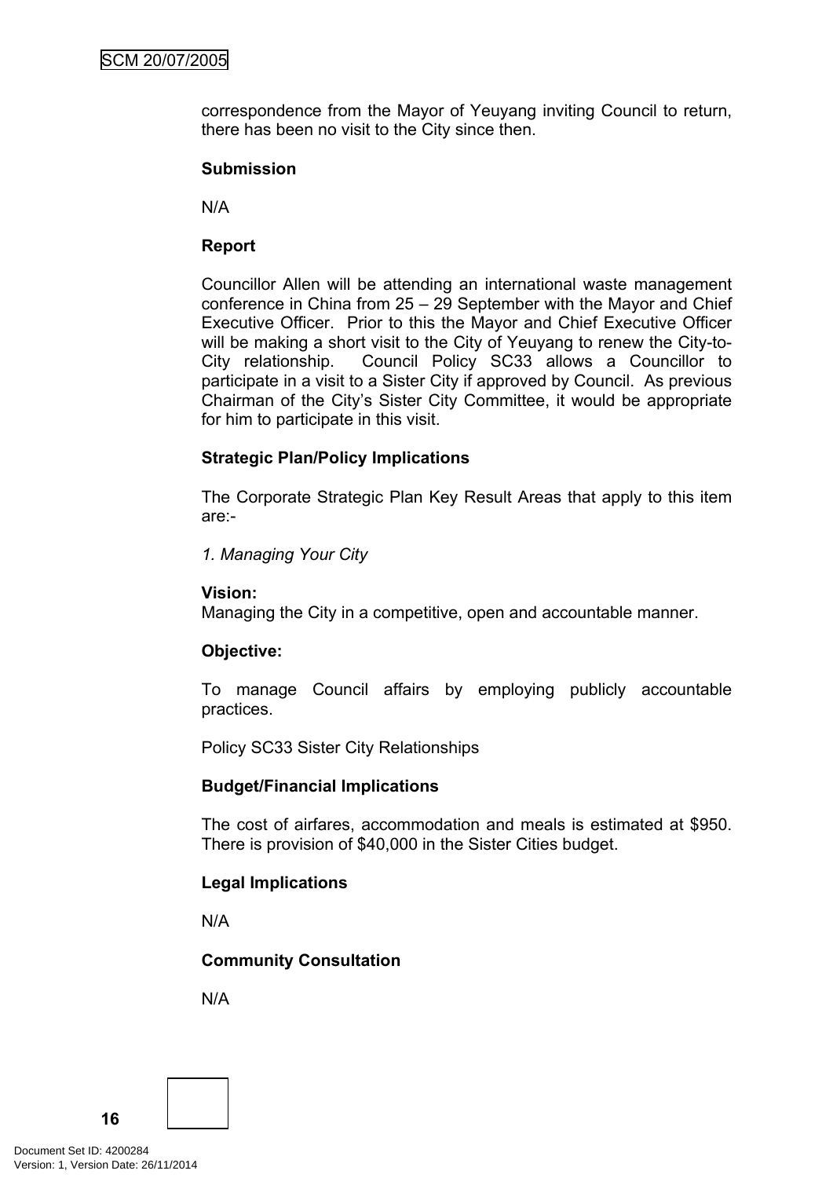correspondence from the Mayor of Yeuyang inviting Council to return, there has been no visit to the City since then.

**Submission**

N/A

**Report**

Councillor Allen will be attending an international waste management conference in China from 25 – 29 September with the Mayor and Chief Executive Officer. Prior to this the Mayor and Chief Executive Officer will be making a short visit to the City of Yeuyang to renew the City-to-City relationship. Council Policy SC33 allows a Councillor to participate in a visit to a Sister City if approved by Council. As previous Chairman of the City's Sister City Committee, it would be appropriate for him to participate in this visit.

**Strategic Plan/Policy Implications**

The Corporate Strategic Plan Key Result Areas that apply to this item are:-

*1. Managing Your City*

**Vision:**
Managing the City in a competitive, open and accountable manner.

**Objective:**

To manage Council affairs by employing publicly accountable practices.

Policy SC33 Sister City Relationships

**Budget/Financial Implications**

The cost of airfares, accommodation and meals is estimated at $950. There is provision of $40,000 in the Sister Cities budget.

**Legal Implications**

N/A

**Community Consultation**

N/A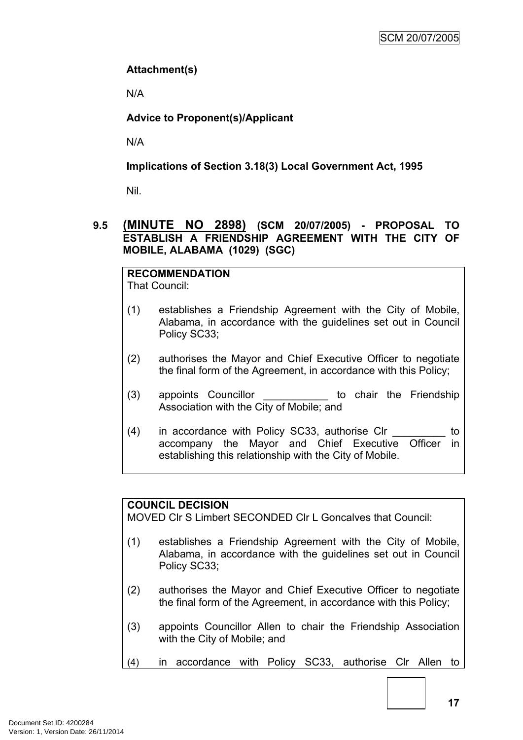**Attachment(s)**

N/A

**Advice to Proponent(s)/Applicant**

N/A

**Implications of Section 3.18(3) Local Government Act, 1995**

Nil.

### 9.5 (MINUTE NO 2898) (SCM 20/07/2005) - PROPOSAL TO ESTABLISH A FRIENDSHIP AGREEMENT WITH THE CITY OF MOBILE, ALABAMA (1029) (SGC)

**RECOMMENDATION**

That Council:

(1) establishes a Friendship Agreement with the City of Mobile, Alabama, in accordance with the guidelines set out in Council Policy SC33;

(2) authorises the Mayor and Chief Executive Officer to negotiate the final form of the Agreement, in accordance with this Policy;

(3) appoints Councillor ___________ to chair the Friendship Association with the City of Mobile; and

(4) in accordance with Policy SC33, authorise Clr _________ to accompany the Mayor and Chief Executive Officer in establishing this relationship with the City of Mobile.

**COUNCIL DECISION**

MOVED Clr S Limbert SECONDED Clr L Goncalves that Council:

(1) establishes a Friendship Agreement with the City of Mobile, Alabama, in accordance with the guidelines set out in Council Policy SC33;

(2) authorises the Mayor and Chief Executive Officer to negotiate the final form of the Agreement, in accordance with this Policy;

(3) appoints Councillor Allen to chair the Friendship Association with the City of Mobile; and

(4) in accordance with Policy SC33, authorise Clr Allen to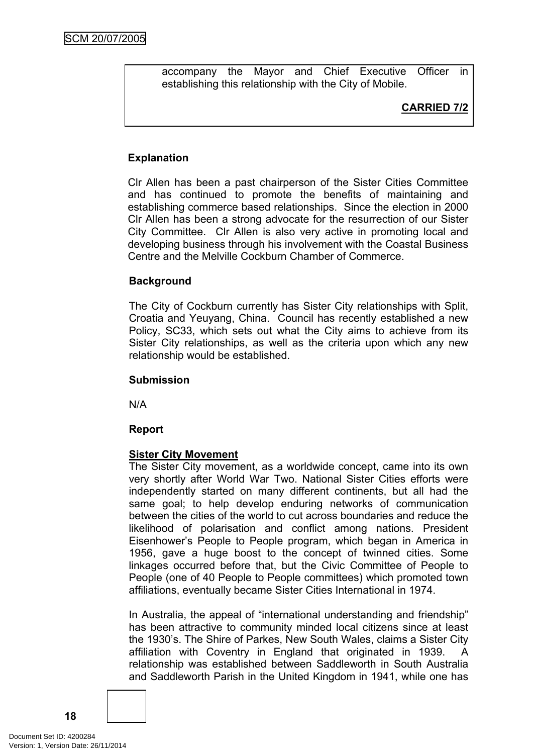accompany the Mayor and Chief Executive Officer in establishing this relationship with the City of Mobile.

**CARRIED 7/2**

**Explanation**

Clr Allen has been a past chairperson of the Sister Cities Committee and has continued to promote the benefits of maintaining and establishing commerce based relationships. Since the election in 2000 Clr Allen has been a strong advocate for the resurrection of our Sister City Committee. Clr Allen is also very active in promoting local and developing business through his involvement with the Coastal Business Centre and the Melville Cockburn Chamber of Commerce.

**Background**

The City of Cockburn currently has Sister City relationships with Split, Croatia and Yeuyang, China. Council has recently established a new Policy, SC33, which sets out what the City aims to achieve from its Sister City relationships, as well as the criteria upon which any new relationship would be established.

**Submission**

N/A

**Report**

**Sister City Movement**

The Sister City movement, as a worldwide concept, came into its own very shortly after World War Two. National Sister Cities efforts were independently started on many different continents, but all had the same goal; to help develop enduring networks of communication between the cities of the world to cut across boundaries and reduce the likelihood of polarisation and conflict among nations. President Eisenhower's People to People program, which began in America in 1956, gave a huge boost to the concept of twinned cities. Some linkages occurred before that, but the Civic Committee of People to People (one of 40 People to People committees) which promoted town affiliations, eventually became Sister Cities International in 1974.

In Australia, the appeal of "international understanding and friendship" has been attractive to community minded local citizens since at least the 1930's. The Shire of Parkes, New South Wales, claims a Sister City affiliation with Coventry in England that originated in 1939. A relationship was established between Saddleworth in South Australia and Saddleworth Parish in the United Kingdom in 1941, while one has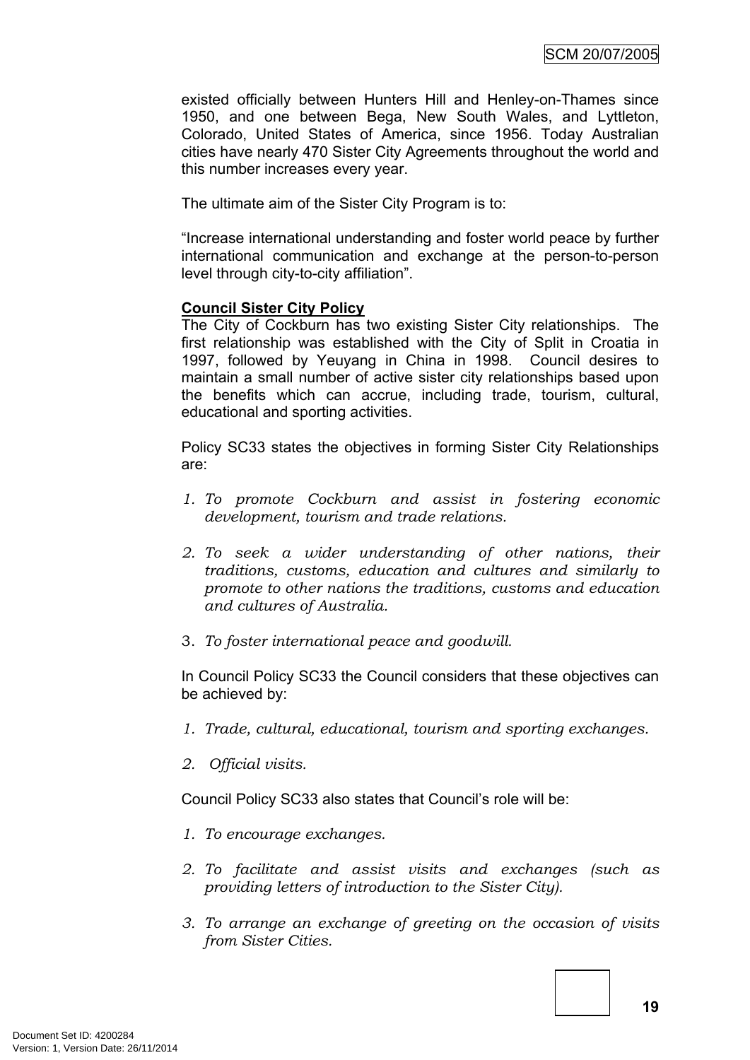existed officially between Hunters Hill and Henley-on-Thames since 1950, and one between Bega, New South Wales, and Lyttleton, Colorado, United States of America, since 1956. Today Australian cities have nearly 470 Sister City Agreements throughout the world and this number increases every year.

The ultimate aim of the Sister City Program is to:

"Increase international understanding and foster world peace by further international communication and exchange at the person-to-person level through city-to-city affiliation".

**Council Sister City Policy**

The City of Cockburn has two existing Sister City relationships. The first relationship was established with the City of Split in Croatia in 1997, followed by Yeuyang in China in 1998. Council desires to maintain a small number of active sister city relationships based upon the benefits which can accrue, including trade, tourism, cultural, educational and sporting activities.

Policy SC33 states the objectives in forming Sister City Relationships are:

1. *To promote Cockburn and assist in fostering economic development, tourism and trade relations.*

2. *To seek a wider understanding of other nations, their traditions, customs, education and cultures and similarly to promote to other nations the traditions, customs and education and cultures of Australia.*

3. *To foster international peace and goodwill.*

In Council Policy SC33 the Council considers that these objectives can be achieved by:

1. *Trade, cultural, educational, tourism and sporting exchanges.*

2. *Official visits.*

Council Policy SC33 also states that Council's role will be:

1. *To encourage exchanges.*

2. *To facilitate and assist visits and exchanges (such as providing letters of introduction to the Sister City).*

3. *To arrange an exchange of greeting on the occasion of visits from Sister Cities.*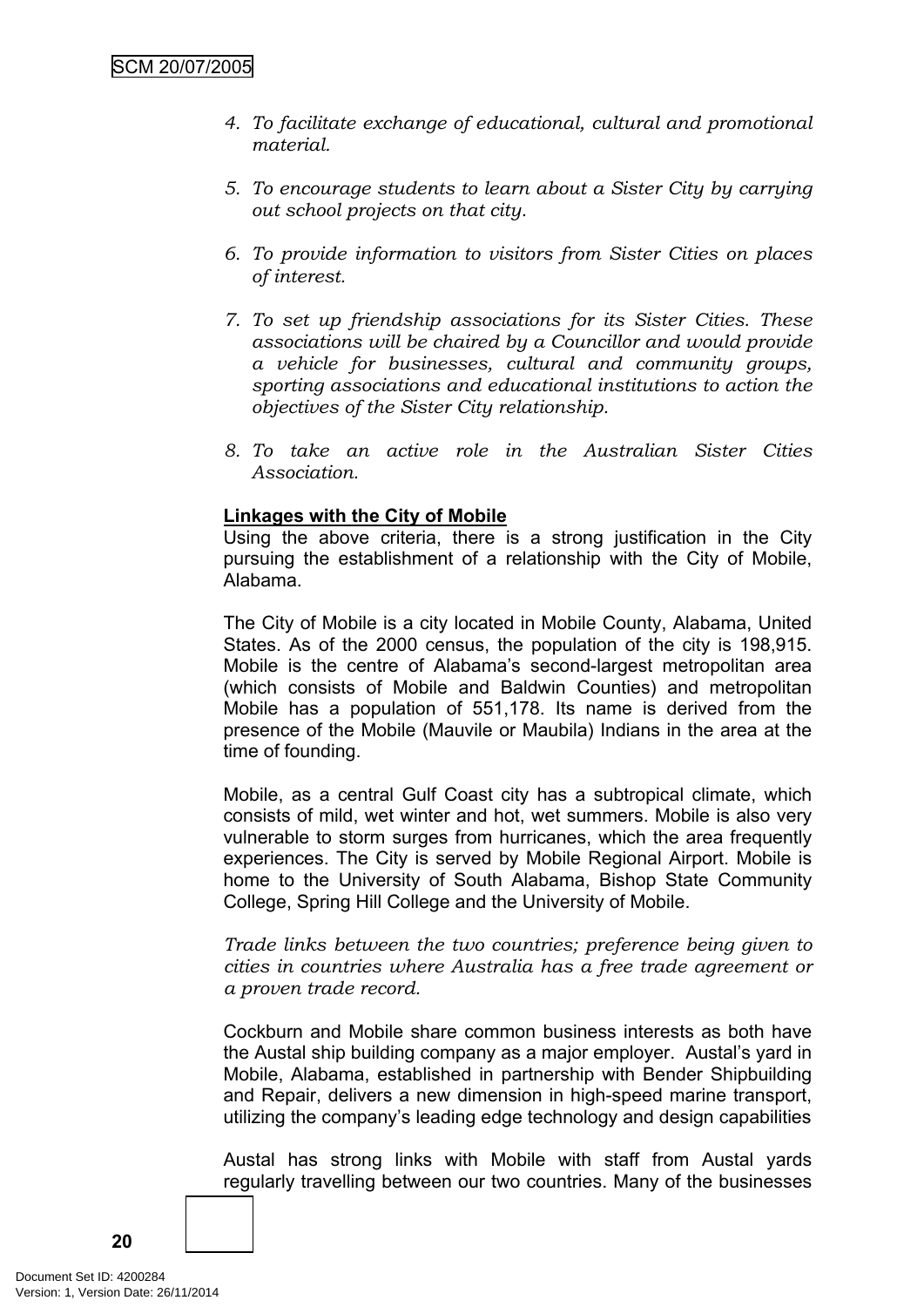4. *To facilitate exchange of educational, cultural and promotional material.*

5. *To encourage students to learn about a Sister City by carrying out school projects on that city.*

6. *To provide information to visitors from Sister Cities on places of interest.*

7. *To set up friendship associations for its Sister Cities. These associations will be chaired by a Councillor and would provide a vehicle for businesses, cultural and community groups, sporting associations and educational institutions to action the objectives of the Sister City relationship.*

8. *To take an active role in the Australian Sister Cities Association.*

**Linkages with the City of Mobile**

Using the above criteria, there is a strong justification in the City pursuing the establishment of a relationship with the City of Mobile, Alabama.

The City of Mobile is a city located in Mobile County, Alabama, United States. As of the 2000 census, the population of the city is 198,915. Mobile is the centre of Alabama's second-largest metropolitan area (which consists of Mobile and Baldwin Counties) and metropolitan Mobile has a population of 551,178. Its name is derived from the presence of the Mobile (Mauvile or Maubila) Indians in the area at the time of founding.

Mobile, as a central Gulf Coast city has a subtropical climate, which consists of mild, wet winter and hot, wet summers. Mobile is also very vulnerable to storm surges from hurricanes, which the area frequently experiences. The City is served by Mobile Regional Airport. Mobile is home to the University of South Alabama, Bishop State Community College, Spring Hill College and the University of Mobile.

*Trade links between the two countries; preference being given to cities in countries where Australia has a free trade agreement or a proven trade record.*

Cockburn and Mobile share common business interests as both have the Austal ship building company as a major employer. Austal's yard in Mobile, Alabama, established in partnership with Bender Shipbuilding and Repair, delivers a new dimension in high-speed marine transport, utilizing the company's leading edge technology and design capabilities

Austal has strong links with Mobile with staff from Austal yards regularly travelling between our two countries. Many of the businesses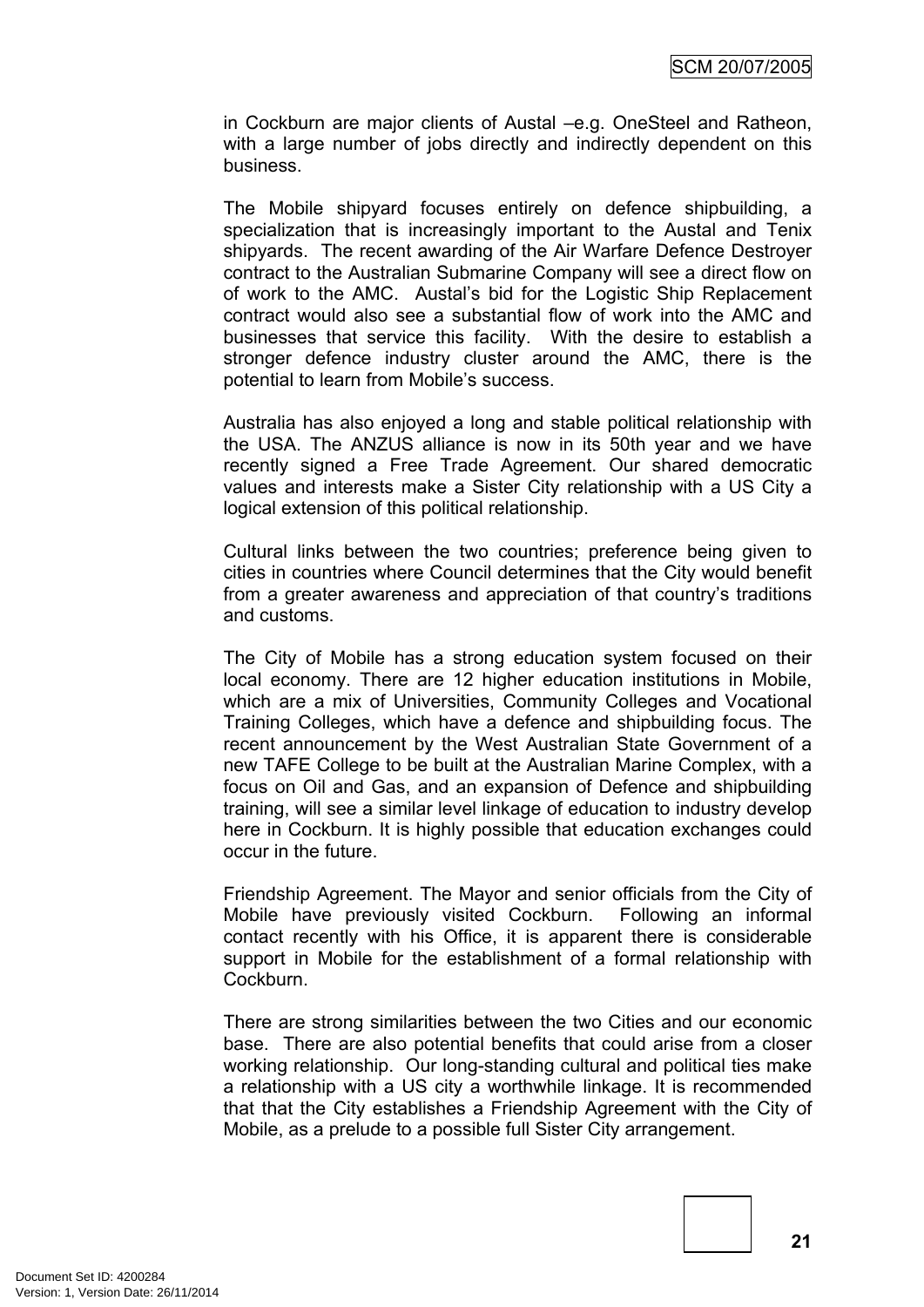in Cockburn are major clients of Austal –e.g. OneSteel and Ratheon, with a large number of jobs directly and indirectly dependent on this business.

The Mobile shipyard focuses entirely on defence shipbuilding, a specialization that is increasingly important to the Austal and Tenix shipyards. The recent awarding of the Air Warfare Defence Destroyer contract to the Australian Submarine Company will see a direct flow on of work to the AMC. Austal's bid for the Logistic Ship Replacement contract would also see a substantial flow of work into the AMC and businesses that service this facility. With the desire to establish a stronger defence industry cluster around the AMC, there is the potential to learn from Mobile's success.

Australia has also enjoyed a long and stable political relationship with the USA. The ANZUS alliance is now in its 50th year and we have recently signed a Free Trade Agreement. Our shared democratic values and interests make a Sister City relationship with a US City a logical extension of this political relationship.

Cultural links between the two countries; preference being given to cities in countries where Council determines that the City would benefit from a greater awareness and appreciation of that country's traditions and customs.

The City of Mobile has a strong education system focused on their local economy. There are 12 higher education institutions in Mobile, which are a mix of Universities, Community Colleges and Vocational Training Colleges, which have a defence and shipbuilding focus. The recent announcement by the West Australian State Government of a new TAFE College to be built at the Australian Marine Complex, with a focus on Oil and Gas, and an expansion of Defence and shipbuilding training, will see a similar level linkage of education to industry develop here in Cockburn. It is highly possible that education exchanges could occur in the future.

Friendship Agreement. The Mayor and senior officials from the City of Mobile have previously visited Cockburn. Following an informal contact recently with his Office, it is apparent there is considerable support in Mobile for the establishment of a formal relationship with Cockburn.

There are strong similarities between the two Cities and our economic base. There are also potential benefits that could arise from a closer working relationship. Our long-standing cultural and political ties make a relationship with a US city a worthwhile linkage. It is recommended that that the City establishes a Friendship Agreement with the City of Mobile, as a prelude to a possible full Sister City arrangement.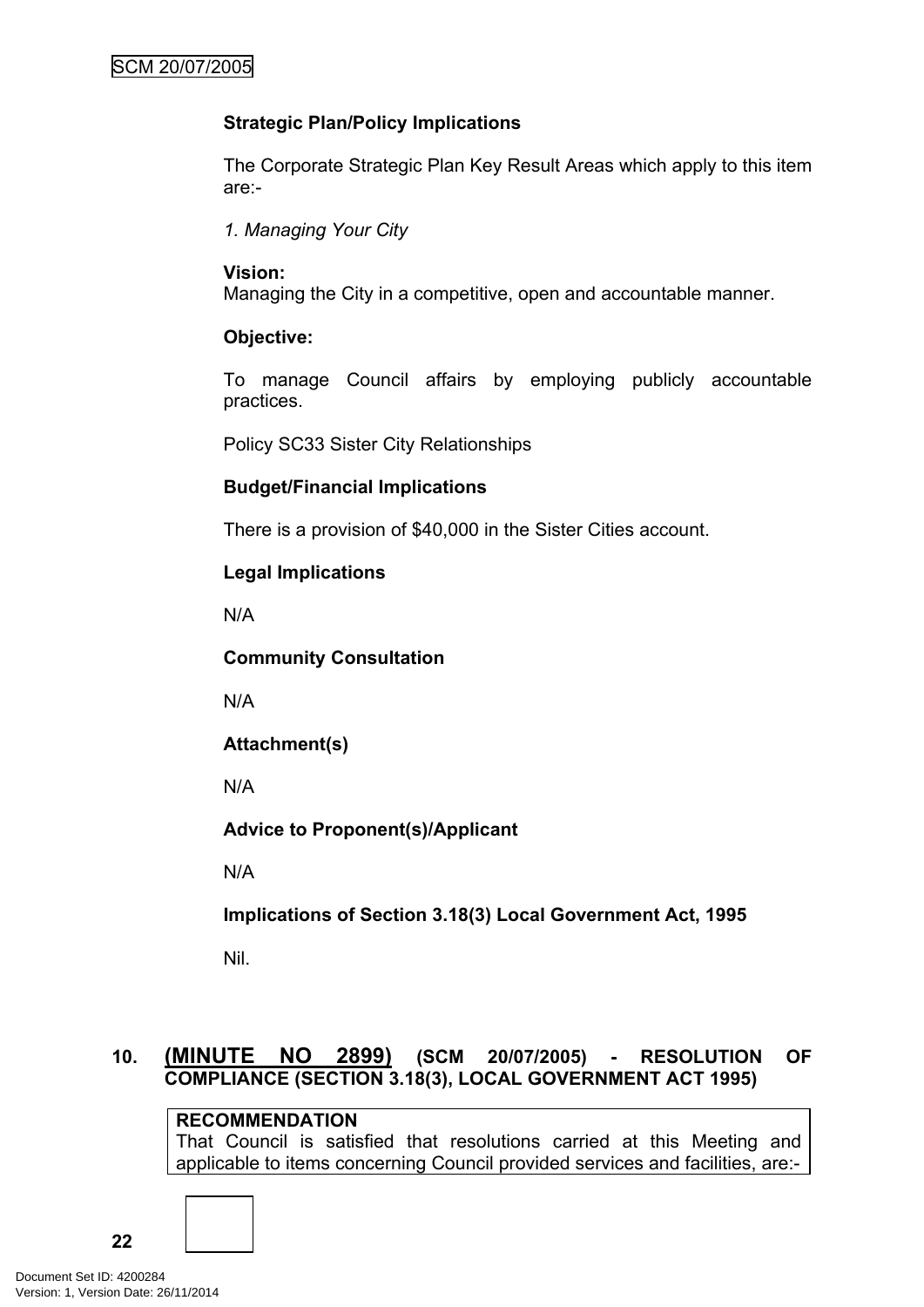**Strategic Plan/Policy Implications**

The Corporate Strategic Plan Key Result Areas which apply to this item are:-

*1. Managing Your City*

**Vision:**
Managing the City in a competitive, open and accountable manner.

**Objective:**

To manage Council affairs by employing publicly accountable practices.

Policy SC33 Sister City Relationships

**Budget/Financial Implications**

There is a provision of $40,000 in the Sister Cities account.

**Legal Implications**

N/A

**Community Consultation**

N/A

**Attachment(s)**

N/A

**Advice to Proponent(s)/Applicant**

N/A

**Implications of Section 3.18(3) Local Government Act, 1995**

Nil.

## 10. (MINUTE NO 2899) (SCM 20/07/2005) - RESOLUTION OF COMPLIANCE (SECTION 3.18(3), LOCAL GOVERNMENT ACT 1995)

**RECOMMENDATION**
That Council is satisfied that resolutions carried at this Meeting and applicable to items concerning Council provided services and facilities, are:-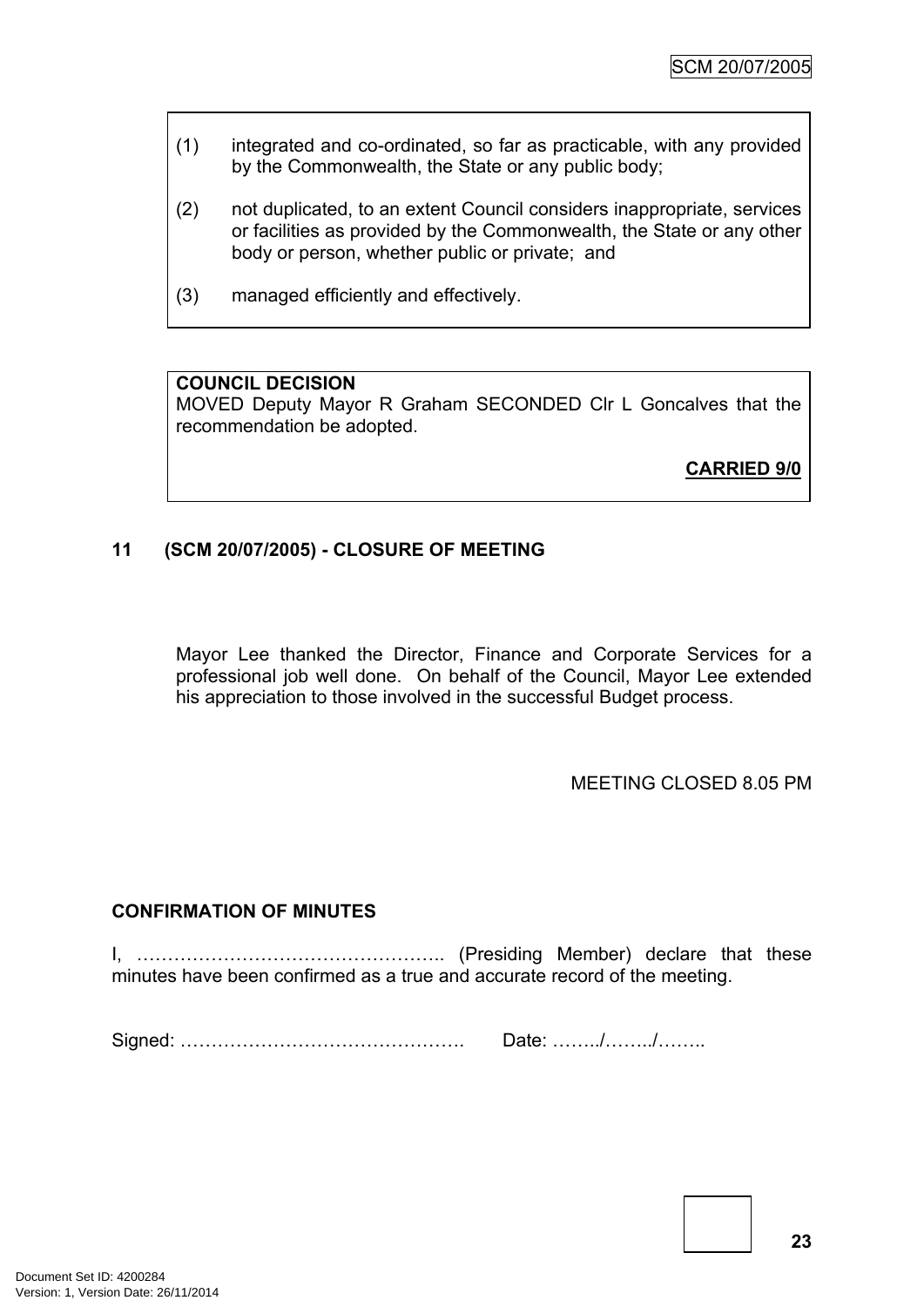(1) integrated and co-ordinated, so far as practicable, with any provided by the Commonwealth, the State or any public body;

(2) not duplicated, to an extent Council considers inappropriate, services or facilities as provided by the Commonwealth, the State or any other body or person, whether public or private; and

(3) managed efficiently and effectively.

**COUNCIL DECISION**
MOVED Deputy Mayor R Graham SECONDED Clr L Goncalves that the recommendation be adopted.

**CARRIED 9/0**

## 11 (SCM 20/07/2005) - CLOSURE OF MEETING

Mayor Lee thanked the Director, Finance and Corporate Services for a professional job well done. On behalf of the Council, Mayor Lee extended his appreciation to those involved in the successful Budget process.

MEETING CLOSED 8.05 PM

**CONFIRMATION OF MINUTES**

I, ………………………………………….. (Presiding Member) declare that these minutes have been confirmed as a true and accurate record of the meeting.

Signed: ………………………………………. Date: ……../……../……..